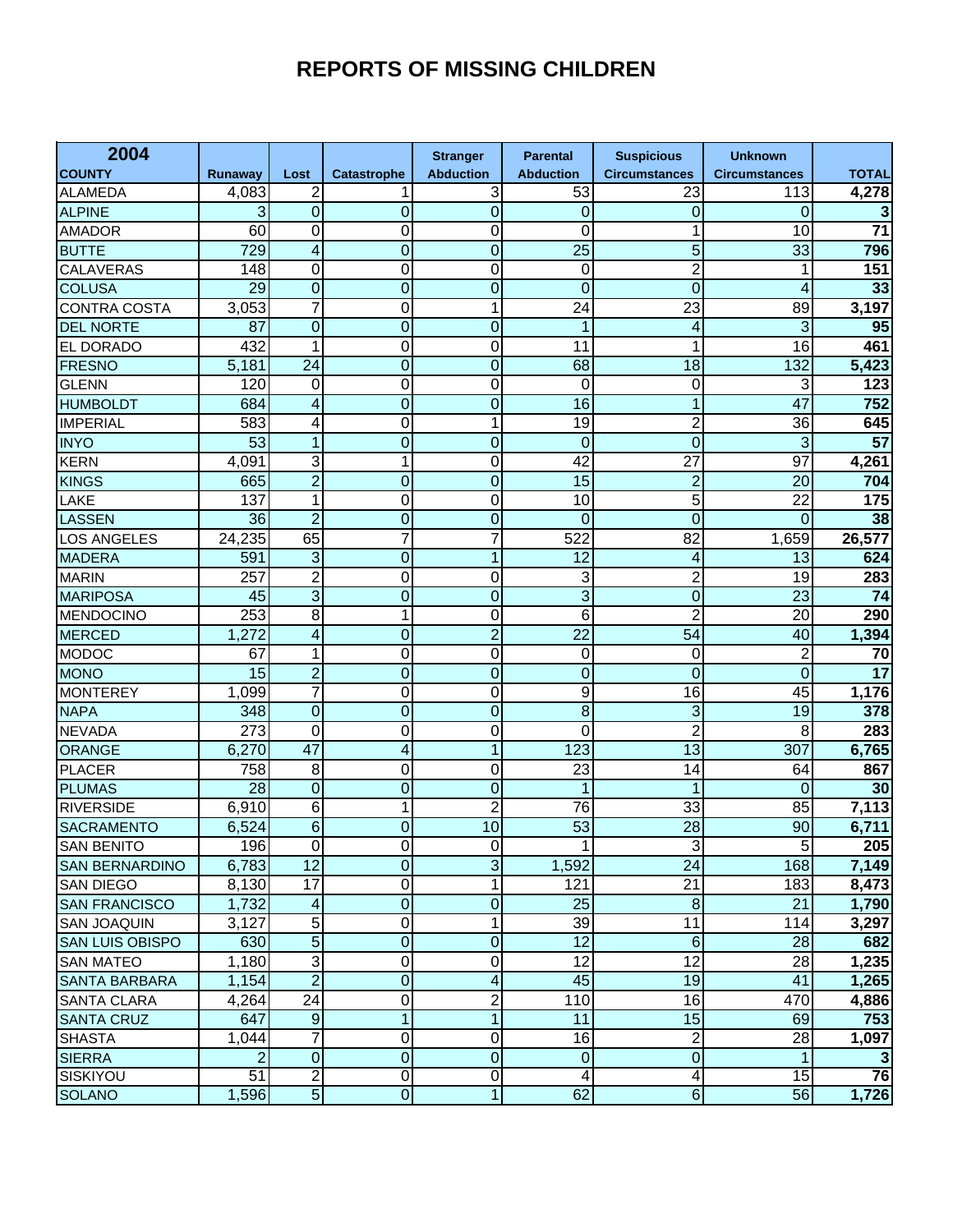# REPORTS OF MISSING CHILDREN

| 2004 COUNTY | Runaway | Lost | Catastrophe | Stranger Abduction | Parental Abduction | Suspicious Circumstances | Unknown Circumstances | TOTAL |
|---|---|---|---|---|---|---|---|---|
| ALAMEDA | 4,083 | 2 | 1 | 3 | 53 | 23 | 113 | **4,278** |
| ALPINE | 3 | 0 | 0 | 0 | 0 | 0 | 0 | **3** |
| AMADOR | 60 | 0 | 0 | 0 | 0 | 1 | 10 | **71** |
| BUTTE | 729 | 4 | 0 | 0 | 25 | 5 | 33 | **796** |
| CALAVERAS | 148 | 0 | 0 | 0 | 0 | 2 | 1 | **151** |
| COLUSA | 29 | 0 | 0 | 0 | 0 | 0 | 4 | **33** |
| CONTRA COSTA | 3,053 | 7 | 0 | 1 | 24 | 23 | 89 | **3,197** |
| DEL NORTE | 87 | 0 | 0 | 0 | 1 | 4 | 3 | **95** |
| EL DORADO | 432 | 1 | 0 | 0 | 11 | 1 | 16 | **461** |
| FRESNO | 5,181 | 24 | 0 | 0 | 68 | 18 | 132 | **5,423** |
| GLENN | 120 | 0 | 0 | 0 | 0 | 0 | 3 | **123** |
| HUMBOLDT | 684 | 4 | 0 | 0 | 16 | 1 | 47 | **752** |
| IMPERIAL | 583 | 4 | 0 | 1 | 19 | 2 | 36 | **645** |
| INYO | 53 | 1 | 0 | 0 | 0 | 0 | 3 | **57** |
| KERN | 4,091 | 3 | 1 | 0 | 42 | 27 | 97 | **4,261** |
| KINGS | 665 | 2 | 0 | 0 | 15 | 2 | 20 | **704** |
| LAKE | 137 | 1 | 0 | 0 | 10 | 5 | 22 | **175** |
| LASSEN | 36 | 2 | 0 | 0 | 0 | 0 | 0 | **38** |
| LOS ANGELES | 24,235 | 65 | 7 | 7 | 522 | 82 | 1,659 | **26,577** |
| MADERA | 591 | 3 | 0 | 1 | 12 | 4 | 13 | **624** |
| MARIN | 257 | 2 | 0 | 0 | 3 | 2 | 19 | **283** |
| MARIPOSA | 45 | 3 | 0 | 0 | 3 | 0 | 23 | **74** |
| MENDOCINO | 253 | 8 | 1 | 0 | 6 | 2 | 20 | **290** |
| MERCED | 1,272 | 4 | 0 | 2 | 22 | 54 | 40 | **1,394** |
| MODOC | 67 | 1 | 0 | 0 | 0 | 0 | 2 | **70** |
| MONO | 15 | 2 | 0 | 0 | 0 | 0 | 0 | **17** |
| MONTEREY | 1,099 | 7 | 0 | 0 | 9 | 16 | 45 | **1,176** |
| NAPA | 348 | 0 | 0 | 0 | 8 | 3 | 19 | **378** |
| NEVADA | 273 | 0 | 0 | 0 | 0 | 2 | 8 | **283** |
| ORANGE | 6,270 | 47 | 4 | 1 | 123 | 13 | 307 | **6,765** |
| PLACER | 758 | 8 | 0 | 0 | 23 | 14 | 64 | **867** |
| PLUMAS | 28 | 0 | 0 | 0 | 1 | 1 | 0 | **30** |
| RIVERSIDE | 6,910 | 6 | 1 | 2 | 76 | 33 | 85 | **7,113** |
| SACRAMENTO | 6,524 | 6 | 0 | 10 | 53 | 28 | 90 | **6,711** |
| SAN BENITO | 196 | 0 | 0 | 0 | 1 | 3 | 5 | **205** |
| SAN BERNARDINO | 6,783 | 12 | 0 | 3 | 1,592 | 24 | 168 | **7,149** |
| SAN DIEGO | 8,130 | 17 | 0 | 1 | 121 | 21 | 183 | **8,473** |
| SAN FRANCISCO | 1,732 | 4 | 0 | 0 | 25 | 8 | 21 | **1,790** |
| SAN JOAQUIN | 3,127 | 5 | 0 | 1 | 39 | 11 | 114 | **3,297** |
| SAN LUIS OBISPO | 630 | 5 | 0 | 0 | 12 | 6 | 28 | **682** |
| SAN MATEO | 1,180 | 3 | 0 | 0 | 12 | 12 | 28 | **1,235** |
| SANTA BARBARA | 1,154 | 2 | 0 | 4 | 45 | 19 | 41 | **1,265** |
| SANTA CLARA | 4,264 | 24 | 0 | 2 | 110 | 16 | 470 | **4,886** |
| SANTA CRUZ | 647 | 9 | 1 | 1 | 11 | 15 | 69 | **753** |
| SHASTA | 1,044 | 7 | 0 | 0 | 16 | 2 | 28 | **1,097** |
| SIERRA | 2 | 0 | 0 | 0 | 0 | 0 | 1 | **3** |
| SISKIYOU | 51 | 2 | 0 | 0 | 4 | 4 | 15 | **76** |
| SOLANO | 1,596 | 5 | 0 | 1 | 62 | 6 | 56 | **1,726** |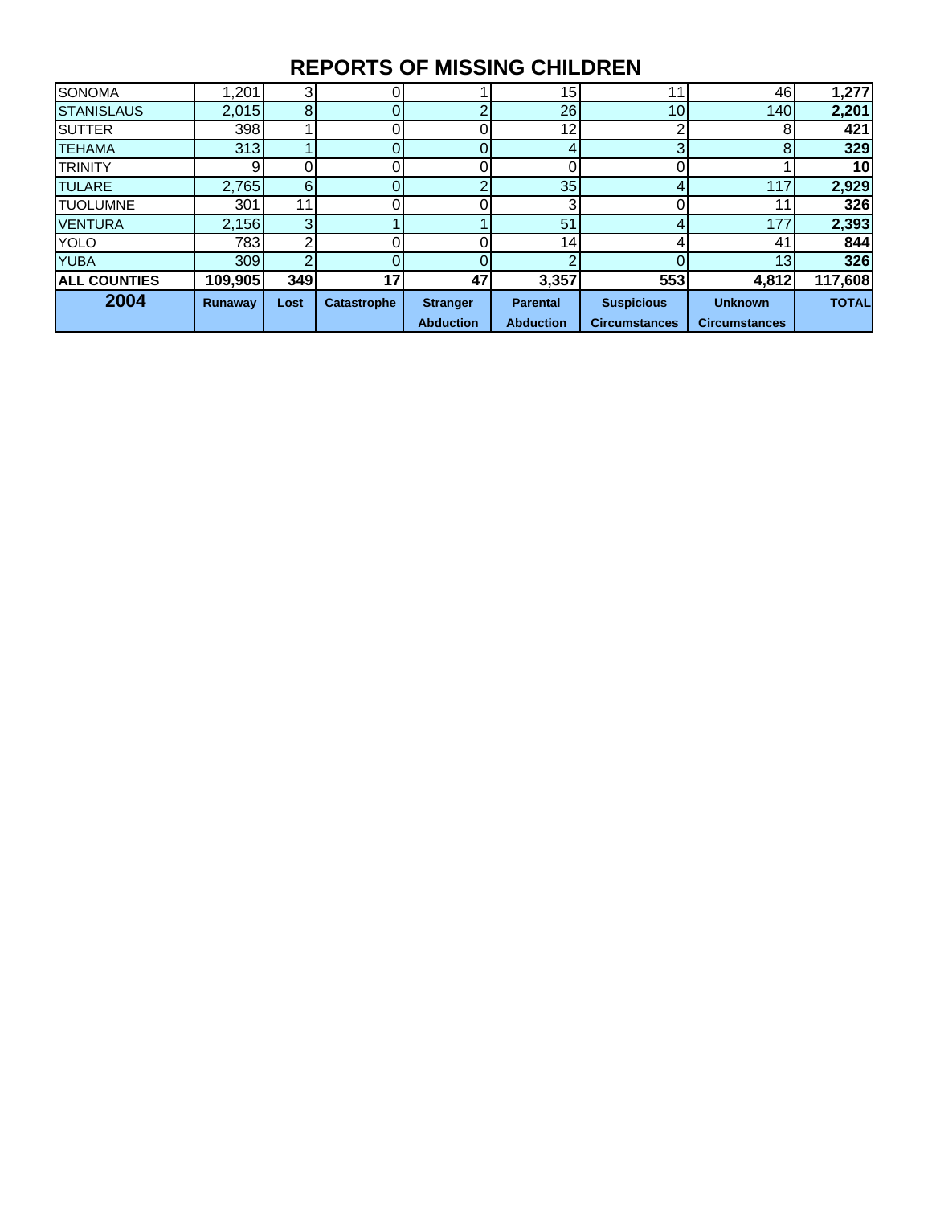## REPORTS OF MISSING CHILDREN

| 2004 | Runaway | Lost | Catastrophe | Stranger Abduction | Parental Abduction | Suspicious Circumstances | Unknown Circumstances | TOTAL |
|---|---|---|---|---|---|---|---|---|
| SONOMA | 1,201 | 3 | 0 | 1 | 15 | 11 | 46 | **1,277** |
| STANISLAUS | 2,015 | 8 | 0 | 2 | 26 | 10 | 140 | **2,201** |
| SUTTER | 398 | 1 | 0 | 0 | 12 | 2 | 8 | **421** |
| TEHAMA | 313 | 1 | 0 | 0 | 4 | 3 | 8 | **329** |
| TRINITY | 9 | 0 | 0 | 0 | 0 | 0 | 1 | **10** |
| TULARE | 2,765 | 6 | 0 | 2 | 35 | 4 | 117 | **2,929** |
| TUOLUMNE | 301 | 11 | 0 | 0 | 3 | 0 | 11 | **326** |
| VENTURA | 2,156 | 3 | 1 | 1 | 51 | 4 | 177 | **2,393** |
| YOLO | 783 | 2 | 0 | 0 | 14 | 4 | 41 | **844** |
| YUBA | 309 | 2 | 0 | 0 | 2 | 0 | 13 | **326** |
| **ALL COUNTIES** | **109,905** | **349** | **17** | **47** | **3,357** | **553** | **4,812** | **117,608** |